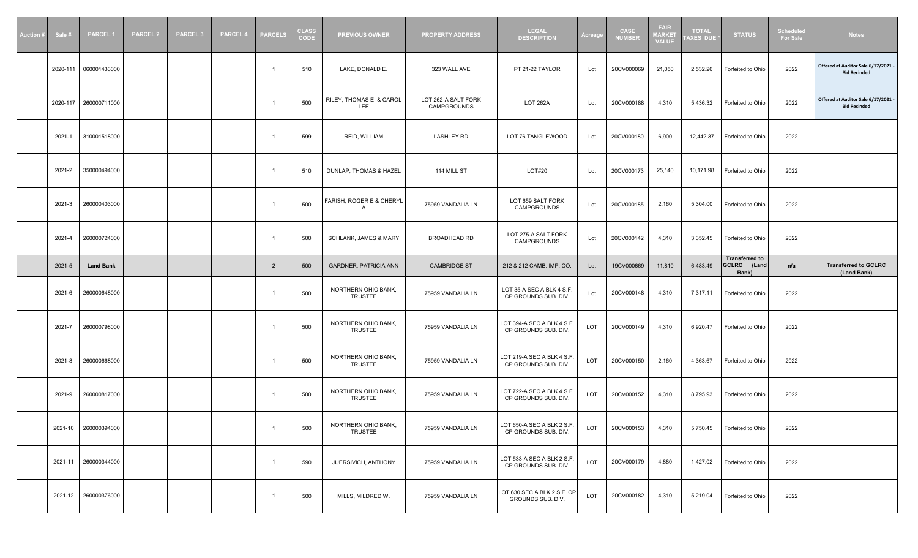| Auction # | Sale # | PARCEL 1 | PARCEL 2 | PARCEL 3 | PARCEL 4 | PARCELS | CLASS CODE | PREVIOUS OWNER | PROPERTY ADDRESS | LEGAL DESCRIPTION | Acreage | CASE NUMBER | FAIR MARKET VALUE | TOTAL TAXES DUE * | STATUS | Scheduled For Sale | Notes |
|---|---|---|---|---|---|---|---|---|---|---|---|---|---|---|---|---|---|
| | 2020-111 | 060001433000 | | | | 1 | 510 | LAKE, DONALD E. | 323 WALL AVE | PT 21-22 TAYLOR | Lot | 20CV000069 | 21,050 | 2,532.26 | Forfeited to Ohio | 2022 | Offered at Auditor Sale 6/17/2021 - Bid Recinded |
| | 2020-117 | 260000711000 | | | | 1 | 500 | RILEY, THOMAS E. & CAROL LEE | LOT 262-A SALT FORK CAMPGROUNDS | LOT 262A | Lot | 20CV000188 | 4,310 | 5,436.32 | Forfeited to Ohio | 2022 | Offered at Auditor Sale 6/17/2021 - Bid Recinded |
| | 2021-1 | 310001518000 | | | | 1 | 599 | REID, WILLIAM | LASHLEY RD | LOT 76 TANGLEWOOD | Lot | 20CV000180 | 6,900 | 12,442.37 | Forfeited to Ohio | 2022 | |
| | 2021-2 | 350000494000 | | | | 1 | 510 | DUNLAP, THOMAS & HAZEL | 114 MILL ST | LOT#20 | Lot | 20CV000173 | 25,140 | 10,171.98 | Forfeited to Ohio | 2022 | |
| | 2021-3 | 260000403000 | | | | 1 | 500 | FARISH, ROGER E & CHERYL A | 75959 VANDALIA LN | LOT 659 SALT FORK CAMPGROUNDS | Lot | 20CV000185 | 2,160 | 5,304.00 | Forfeited to Ohio | 2022 | |
| | 2021-4 | 260000724000 | | | | 1 | 500 | SCHLANK, JAMES & MARY | BROADHEAD RD | LOT 275-A SALT FORK CAMPGROUNDS | Lot | 20CV000142 | 4,310 | 3,352.45 | Forfeited to Ohio | 2022 | |
| | 2021-5 | **Land Bank** | | | | 2 | 500 | GARDNER, PATRICIA ANN | CAMBRIDGE ST | 212 & 212 CAMB. IMP. CO. | Lot | 19CV000669 | 11,810 | 6,483.49 | **Transferred to GCLRC (Land Bank)** | n/a | **Transferred to GCLRC (Land Bank)** |
| | 2021-6 | 260000648000 | | | | 1 | 500 | NORTHERN OHIO BANK, TRUSTEE | 75959 VANDALIA LN | LOT 35-A SEC A BLK 4 S.F. CP GROUNDS SUB. DIV. | Lot | 20CV000148 | 4,310 | 7,317.11 | Forfeited to Ohio | 2022 | |
| | 2021-7 | 260000798000 | | | | 1 | 500 | NORTHERN OHIO BANK, TRUSTEE | 75959 VANDALIA LN | LOT 394-A SEC A BLK 4 S.F. CP GROUNDS SUB. DIV. | LOT | 20CV000149 | 4,310 | 6,920.47 | Forfeited to Ohio | 2022 | |
| | 2021-8 | 260000668000 | | | | 1 | 500 | NORTHERN OHIO BANK, TRUSTEE | 75959 VANDALIA LN | LOT 219-A SEC A BLK 4 S.F. CP GROUNDS SUB. DIV. | LOT | 20CV000150 | 2,160 | 4,363.67 | Forfeited to Ohio | 2022 | |
| | 2021-9 | 260000817000 | | | | 1 | 500 | NORTHERN OHIO BANK, TRUSTEE | 75959 VANDALIA LN | LOT 722-A SEC A BLK 4 S.F. CP GROUNDS SUB. DIV. | LOT | 20CV000152 | 4,310 | 8,795.93 | Forfeited to Ohio | 2022 | |
| | 2021-10 | 260000394000 | | | | 1 | 500 | NORTHERN OHIO BANK, TRUSTEE | 75959 VANDALIA LN | LOT 650-A SEC A BLK 2 S.F. CP GROUNDS SUB. DIV. | LOT | 20CV000153 | 4,310 | 5,750.45 | Forfeited to Ohio | 2022 | |
| | 2021-11 | 260000344000 | | | | 1 | 590 | JUERSIVICH, ANTHONY | 75959 VANDALIA LN | LOT 533-A SEC A BLK 2 S.F. CP GROUNDS SUB. DIV. | LOT | 20CV000179 | 4,880 | 1,427.02 | Forfeited to Ohio | 2022 | |
| | 2021-12 | 260000376000 | | | | 1 | 500 | MILLS, MILDRED W. | 75959 VANDALIA LN | LOT 630 SEC A BLK 2 S.F. CP GROUNDS SUB. DIV. | LOT | 20CV000182 | 4,310 | 5,219.04 | Forfeited to Ohio | 2022 | |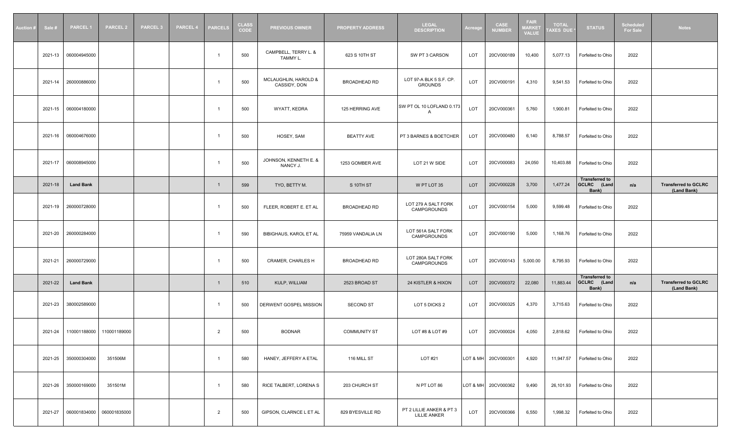| Auction # | Sale # | PARCEL 1 | PARCEL 2 | PARCEL 3 | PARCEL 4 | PARCELS | CLASS CODE | PREVIOUS OWNER | PROPERTY ADDRESS | LEGAL DESCRIPTION | Acreage | CASE NUMBER | FAIR MARKET VALUE | TOTAL TAXES DUE * | STATUS | Scheduled For Sale | Notes |
|---|---|---|---|---|---|---|---|---|---|---|---|---|---|---|---|---|---|
| | 2021-13 | 060004945000 | | | | 1 | 500 | CAMPBELL, TERRY L. & TAMMY L. | 623 S 10TH ST | SW PT 3 CARSON | LOT | 20CV000189 | 10,400 | 5,077.13 | Forfeited to Ohio | 2022 | |
| | 2021-14 | 260000886000 | | | | 1 | 500 | MCLAUGHLIN, HAROLD & CASSIDY, DON | BROADHEAD RD | LOT 97-A BLK 5 S.F. CP. GROUNDS | LOT | 20CV000191 | 4,310 | 9,541.53 | Forfeited to Ohio | 2022 | |
| | 2021-15 | 060004180000 | | | | 1 | 500 | WYATT, KEDRA | 125 HERRING AVE | SW PT OL 10 LOFLAND 0.173 A | LOT | 20CV000361 | 5,760 | 1,900.81 | Forfeited to Ohio | 2022 | |
| | 2021-16 | 060004676000 | | | | 1 | 500 | HOSEY, SAM | BEATTY AVE | PT 3 BARNES & BOETCHER | LOT | 20CV000480 | 6,140 | 8,788.57 | Forfeited to Ohio | 2022 | |
| | 2021-17 | 060008945000 | | | | 1 | 500 | JOHNSON, KENNETH E. & NANCY J. | 1253 GOMBER AVE | LOT 21 W SIDE | LOT | 20CV000083 | 24,050 | 10,403.88 | Forfeited to Ohio | 2022 | |
| | 2021-18 | **Land Bank** | | | | 1 | 599 | TYO, BETTY M. | S 10TH ST | W PT LOT 35 | LOT | 20CV000228 | 3,700 | 1,477.24 | **Transferred to GCLRC (Land Bank)** | n/a | **Transferred to GCLRC (Land Bank)** |
| | 2021-19 | 260000728000 | | | | 1 | 500 | FLEER, ROBERT E. ET AL | BROADHEAD RD | LOT 279 A SALT FORK CAMPGROUNDS | LOT | 20CV000154 | 5,000 | 9,599.48 | Forfeited to Ohio | 2022 | |
| | 2021-20 | 260000284000 | | | | 1 | 590 | BIBIGHAUS, KAROL ET AL | 75959 VANDALIA LN | LOT 561A SALT FORK CAMPGROUNDS | LOT | 20CV000190 | 5,000 | 1,168.76 | Forfeited to Ohio | 2022 | |
| | 2021-21 | 260000729000 | | | | 1 | 500 | CRAMER, CHARLES H | BROADHEAD RD | LOT 280A SALT FORK CAMPGROUNDS | LOT | 20CV000143 | 5,000.00 | 8,795.93 | Forfeited to Ohio | 2022 | |
| | 2021-22 | **Land Bank** | | | | 1 | 510 | KULP, WILLIAM | 2523 BROAD ST | 24 KISTLER & HIXON | LOT | 20CV000372 | 22,080 | 11,883.44 | **Transferred to GCLRC (Land Bank)** | n/a | **Transferred to GCLRC (Land Bank)** |
| | 2021-23 | 380002589000 | | | | 1 | 500 | DERWENT GOSPEL MISSION | SECOND ST | LOT 5 DICKS 2 | LOT | 20CV000325 | 4,370 | 3,715.63 | Forfeited to Ohio | 2022 | |
| | 2021-24 | 110001188000 | 110001189000 | | | 2 | 500 | BODNAR | COMMUNITY ST | LOT #8 & LOT #9 | LOT | 20CV000024 | 4,050 | 2,818.62 | Forfeited to Ohio | 2022 | |
| | 2021-25 | 350000304000 | 351506M | | | 1 | 580 | HANEY, JEFFERY A ETAL | 116 MILL ST | LOT #21 | LOT & MH | 20CV000301 | 4,920 | 11,947.57 | Forfeited to Ohio | 2022 | |
| | 2021-26 | 350000169000 | 351501M | | | 1 | 580 | RICE TALBERT, LORENA S | 203 CHURCH ST | N PT LOT 86 | LOT & MH | 20CV000362 | 9,490 | 26,101.93 | Forfeited to Ohio | 2022 | |
| | 2021-27 | 060001834000 | 060001835000 | | | 2 | 500 | GIPSON, CLARNCE L ET AL | 829 BYESVILLE RD | PT 2 LILLIE ANKER & PT 3 LILLIE ANKER | LOT | 20CV000366 | 6,550 | 1,998.32 | Forfeited to Ohio | 2022 | |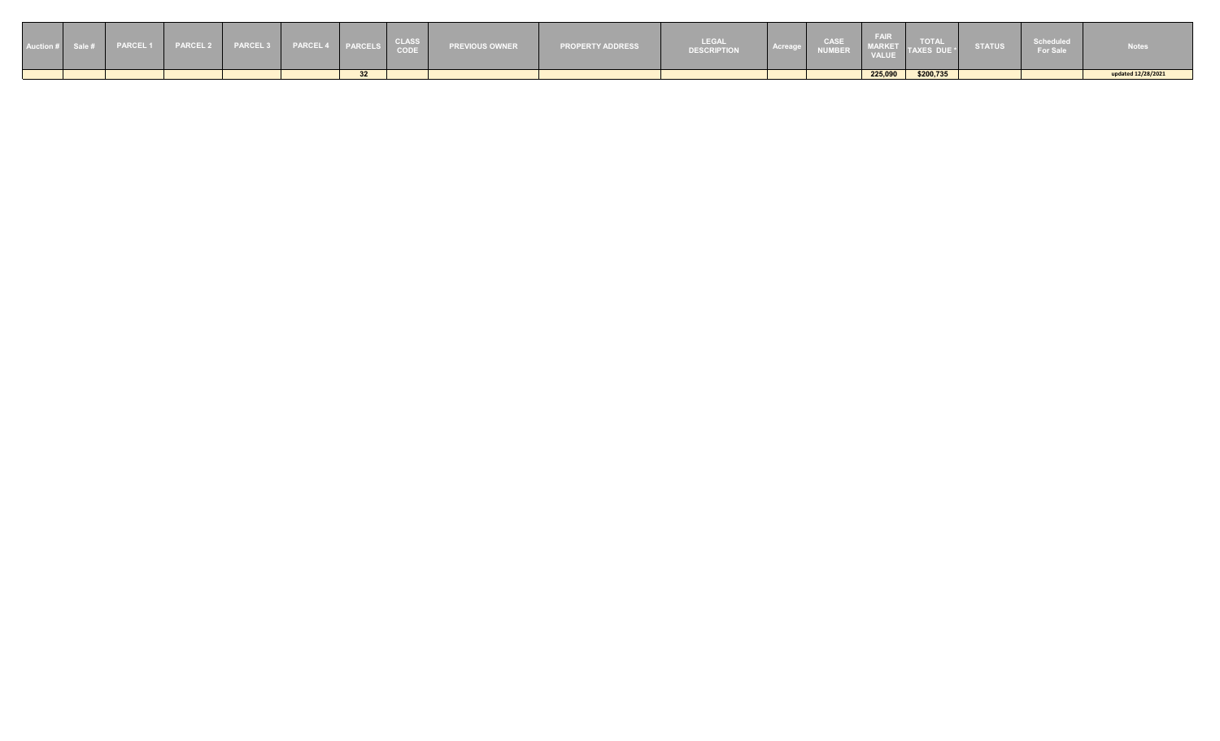| Auction # | Sale # | PARCEL 1 | PARCEL 2 | PARCEL 3 | PARCEL 4 | PARCELS | CLASS CODE | PREVIOUS OWNER | PROPERTY ADDRESS | LEGAL DESCRIPTION | Acreage | CASE NUMBER | FAIR MARKET VALUE | TOTAL TAXES DUE * | STATUS | Scheduled For Sale | Notes |
|---|---|---|---|---|---|---|---|---|---|---|---|---|---|---|---|---|---|
| | | | | | | 32 | | | | | | | 225,090 | $200,735 | | | updated 12/28/2021 |